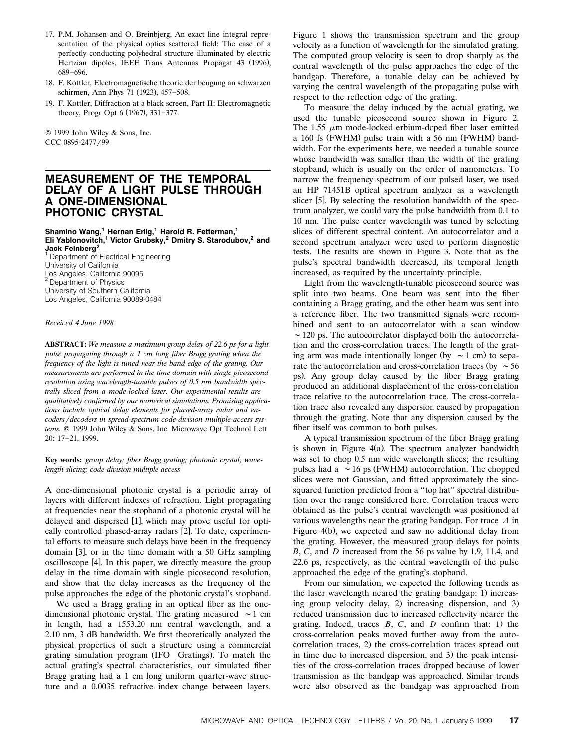17. P.M. Johansen and O. Breinbjerg, An exact line integral representation of the physical optics scattered field: The case of a perfectly conducting polyhedral structure illuminated by electric Hertzian dipoles, IEEE Trans Antennas Propagat 43 (1996), 689–696.
18. F. Kottler, Electromagnetische theorie der beugung an schwarzen schirmen, Ann Phys 71 (1923), 457–508.
19. F. Kottler, Diffraction at a black screen, Part II: Electromagnetic theory, Progr Opt 6 (1967), 331–377.

© 1999 John Wiley & Sons, Inc.
CCC 0895-2477/99

# MEASUREMENT OF THE TEMPORAL DELAY OF A LIGHT PULSE THROUGH A ONE-DIMENSIONAL PHOTONIC CRYSTAL

**Shamino Wang,[1] Hernan Erlig,[1] Harold R. Fetterman,[1] Eli Yablonovitch,[1] Victor Grubsky,[2] Dmitry S. Starodubov,[2] and Jack Feinberg[2]**

[1] Department of Electrical Engineering
University of California
Los Angeles, California 90095
[2] Department of Physics
University of Southern California
Los Angeles, California 90089-0484

*Received 4 June 1998*

**ABSTRACT:** *We measure a maximum group delay of 22.6 ps for a light pulse propagating through a 1 cm long fiber Bragg grating when the frequency of the light is tuned near the band edge of the grating. Our measurements are performed in the time domain with single picosecond resolution using wavelength-tunable pulses of 0.5 nm bandwidth spectrally sliced from a mode-locked laser. Our experimental results are qualitatively confirmed by our numerical simulations. Promising applications include optical delay elements for phased-array radar and encoders/decoders in spread-spectrum code-division multiple-access systems.* © 1999 John Wiley & Sons, Inc. Microwave Opt Technol Lett 20: 17–21, 1999.

**Key words:** *group delay; fiber Bragg grating; photonic crystal; wavelength slicing; code-division multiple access*

A one-dimensional photonic crystal is a periodic array of layers with different indexes of refraction. Light propagating at frequencies near the stopband of a photonic crystal will be delayed and dispersed [1], which may prove useful for optically controlled phased-array radars [2]. To date, experimental efforts to measure such delays have been in the frequency domain [3], or in the time domain with a 50 GHz sampling oscilloscope [4]. In this paper, we directly measure the group delay in the time domain with single picosecond resolution, and show that the delay increases as the frequency of the pulse approaches the edge of the photonic crystal's stopband.

We used a Bragg grating in an optical fiber as the one-dimensional photonic crystal. The grating measured ~1 cm in length, had a 1553.20 nm central wavelength, and a 2.10 nm, 3 dB bandwidth. We first theoretically analyzed the physical properties of such a structure using a commercial grating simulation program (IFO_Gratings). To match the actual grating's spectral characteristics, our simulated fiber Bragg grating had a 1 cm long uniform quarter-wave structure and a 0.0035 refractive index change between layers. Figure 1 shows the transmission spectrum and the group velocity as a function of wavelength for the simulated grating. The computed group velocity is seen to drop sharply as the central wavelength of the pulse approaches the edge of the bandgap. Therefore, a tunable delay can be achieved by varying the central wavelength of the propagating pulse with respect to the reflection edge of the grating.

To measure the delay induced by the actual grating, we used the tunable picosecond source shown in Figure 2. The 1.55 $\mu$m mode-locked erbium-doped fiber laser emitted a 160 fs (FWHM) pulse train with a 56 nm (FWHM) bandwidth. For the experiments here, we needed a tunable source whose bandwidth was smaller than the width of the grating stopband, which is usually on the order of nanometers. To narrow the frequency spectrum of our pulsed laser, we used an HP 71451B optical spectrum analyzer as a wavelength slicer [5]. By selecting the resolution bandwidth of the spectrum analyzer, we could vary the pulse bandwidth from 0.1 to 10 nm. The pulse center wavelength was tuned by selecting slices of different spectral content. An autocorrelator and a second spectrum analyzer were used to perform diagnostic tests. The results are shown in Figure 3. Note that as the pulse's spectral bandwidth decreased, its temporal length increased, as required by the uncertainty principle.

Light from the wavelength-tunable picosecond source was split into two beams. One beam was sent into the fiber containing a Bragg grating, and the other beam was sent into a reference fiber. The two transmitted signals were recombined and sent to an autocorrelator with a scan window ~120 ps. The autocorrelator displayed both the autocorrelation and the cross-correlation traces. The length of the grating arm was made intentionally longer (by ~1 cm) to separate the autocorrelation and cross-correlation traces (by ~56 ps). Any group delay caused by the fiber Bragg grating produced an additional displacement of the cross-correlation trace relative to the autocorrelation trace. The cross-correlation trace also revealed any dispersion caused by propagation through the grating. Note that any dispersion caused by the fiber itself was common to both pulses.

A typical transmission spectrum of the fiber Bragg grating is shown in Figure 4(a). The spectrum analyzer bandwidth was set to chop 0.5 nm wide wavelength slices; the resulting pulses had a ~16 ps (FWHM) autocorrelation. The chopped slices were not Gaussian, and fitted approximately the sinc-squared function predicted from a "top hat" spectral distribution over the range considered here. Correlation traces were obtained as the pulse's central wavelength was positioned at various wavelengths near the grating bandgap. For trace *A* in Figure 4(b), we expected and saw no additional delay from the grating. However, the measured group delays for points *B*, *C*, and *D* increased from the 56 ps value by 1.9, 11.4, and 22.6 ps, respectively, as the central wavelength of the pulse approached the edge of the grating's stopband.

From our simulation, we expected the following trends as the laser wavelength neared the grating bandgap: 1) increasing group velocity delay, 2) increasing dispersion, and 3) reduced transmission due to increased reflectivity nearer the grating. Indeed, traces *B*, *C*, and *D* confirm that: 1) the cross-correlation peaks moved further away from the autocorrelation traces, 2) the cross-correlation traces spread out in time due to increased dispersion, and 3) the peak intensities of the cross-correlation traces dropped because of lower transmission as the bandgap was approached. Similar trends were also observed as the bandgap was approached from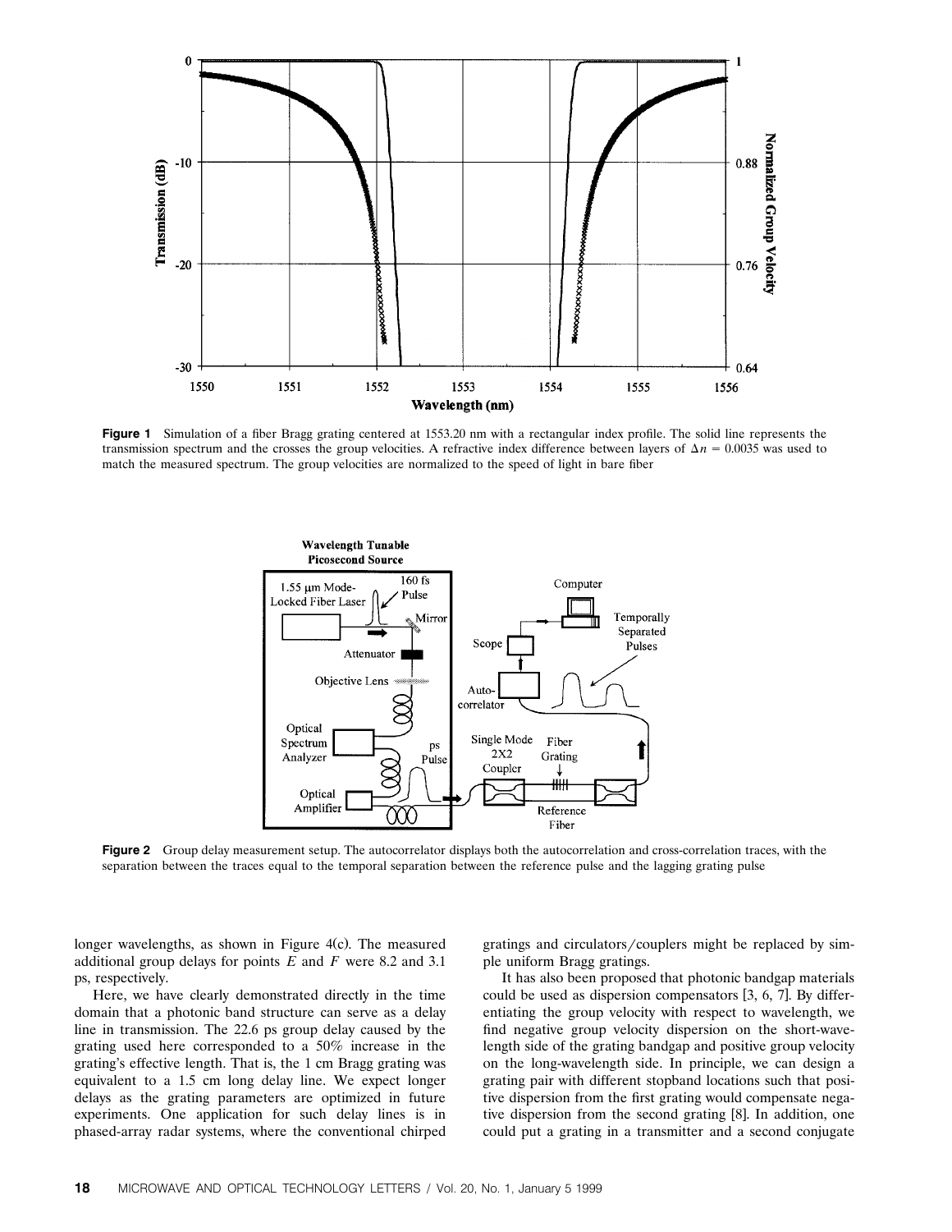**Figure 1** Simulation of a fiber Bragg grating centered at 1553.20 nm with a rectangular index profile. The solid line represents the transmission spectrum and the crosses the group velocities. A refractive index difference between layers of $\Delta n = 0.0035$ was used to match the measured spectrum. The group velocities are normalized to the speed of light in bare fiber

**Figure 2** Group delay measurement setup. The autocorrelator displays both the autocorrelation and cross-correlation traces, with the separation between the traces equal to the temporal separation between the reference pulse and the lagging grating pulse

longer wavelengths, as shown in Figure 4(c). The measured additional group delays for points $E$ and $F$ were 8.2 and 3.1 ps, respectively.

Here, we have clearly demonstrated directly in the time domain that a photonic band structure can serve as a delay line in transmission. The 22.6 ps group delay caused by the grating used here corresponded to a 50% increase in the grating's effective length. That is, the 1 cm Bragg grating was equivalent to a 1.5 cm long delay line. We expect longer delays as the grating parameters are optimized in future experiments. One application for such delay lines is in phased-array radar systems, where the conventional chirped gratings and circulators/couplers might be replaced by simple uniform Bragg gratings.

It has also been proposed that photonic bandgap materials could be used as dispersion compensators [3, 6, 7]. By differentiating the group velocity with respect to wavelength, we find negative group velocity dispersion on the short-wavelength side of the grating bandgap and positive group velocity on the long-wavelength side. In principle, we can design a grating pair with different stopband locations such that positive dispersion from the first grating would compensate negative dispersion from the second grating [8]. In addition, one could put a grating in a transmitter and a second conjugate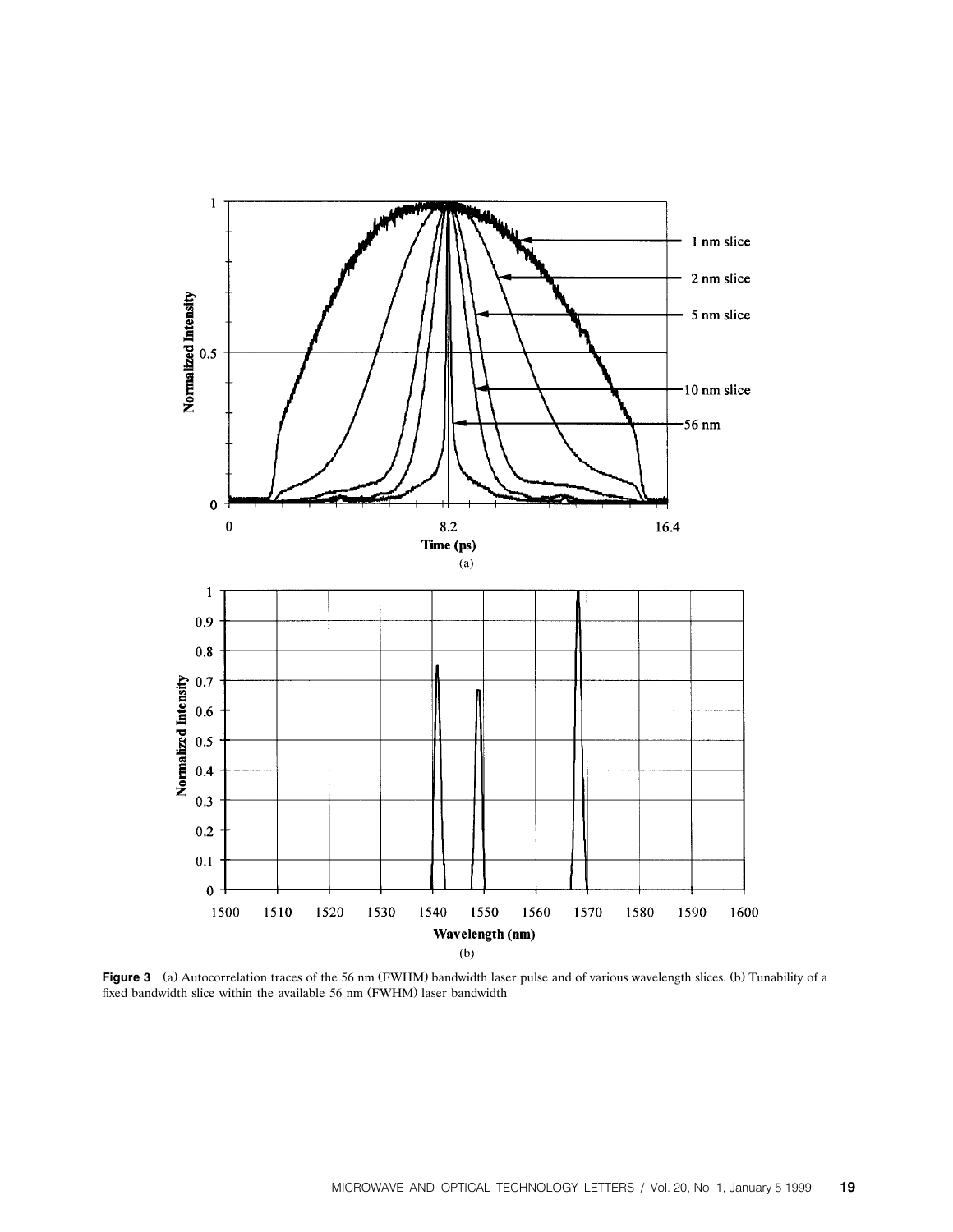**Figure 3** (a) Autocorrelation traces of the 56 nm (FWHM) bandwidth laser pulse and of various wavelength slices. (b) Tunability of a fixed bandwidth slice within the available 56 nm (FWHM) laser bandwidth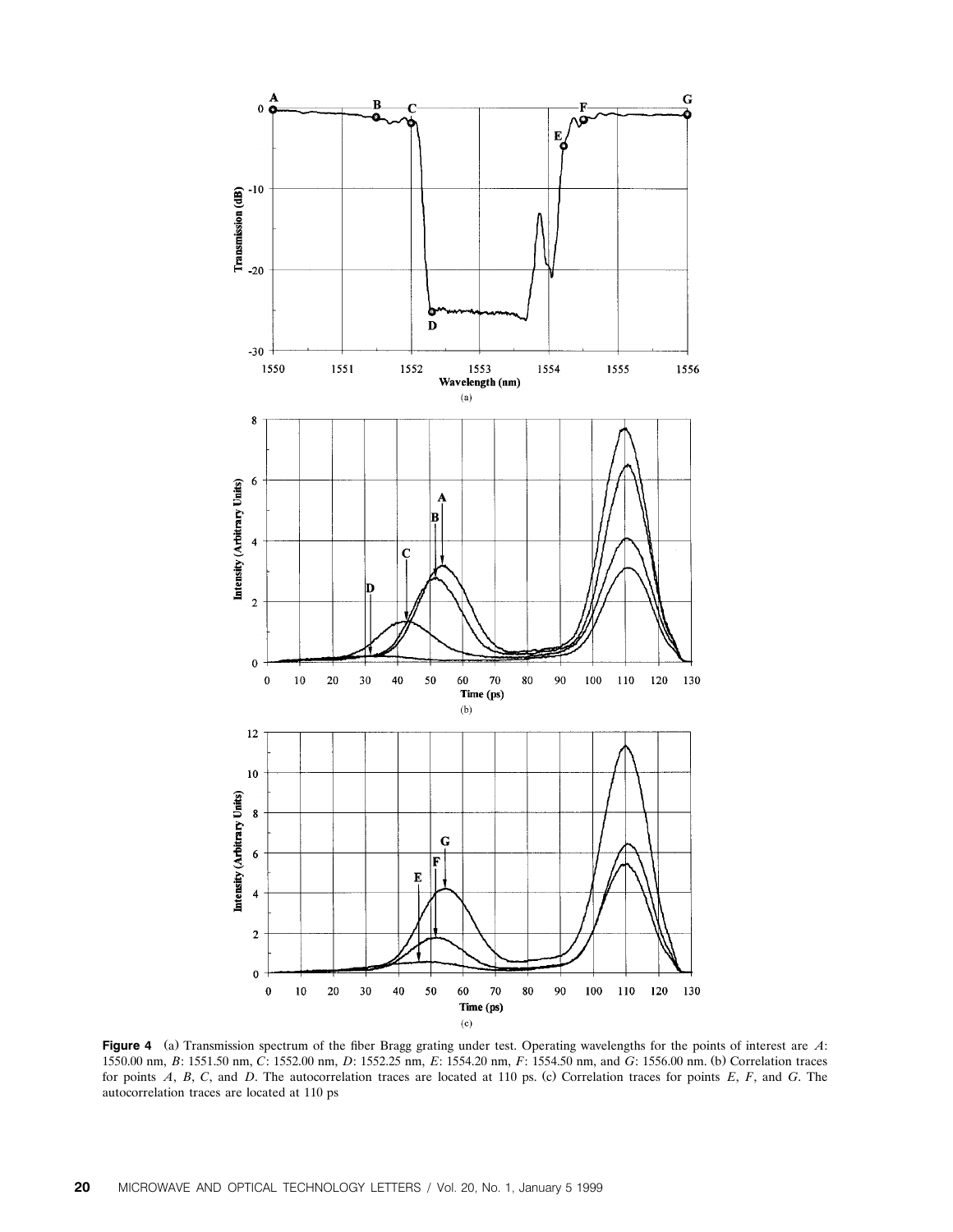**Figure 4** (a) Transmission spectrum of the fiber Bragg grating under test. Operating wavelengths for the points of interest are *A*: 1550.00 nm, *B*: 1551.50 nm, *C*: 1552.00 nm, *D*: 1552.25 nm, *E*: 1554.20 nm, *F*: 1554.50 nm, and *G*: 1556.00 nm. (b) Correlation traces for points *A*, *B*, *C*, and *D*. The autocorrelation traces are located at 110 ps. (c) Correlation traces for points *E*, *F*, and *G*. The autocorrelation traces are located at 110 ps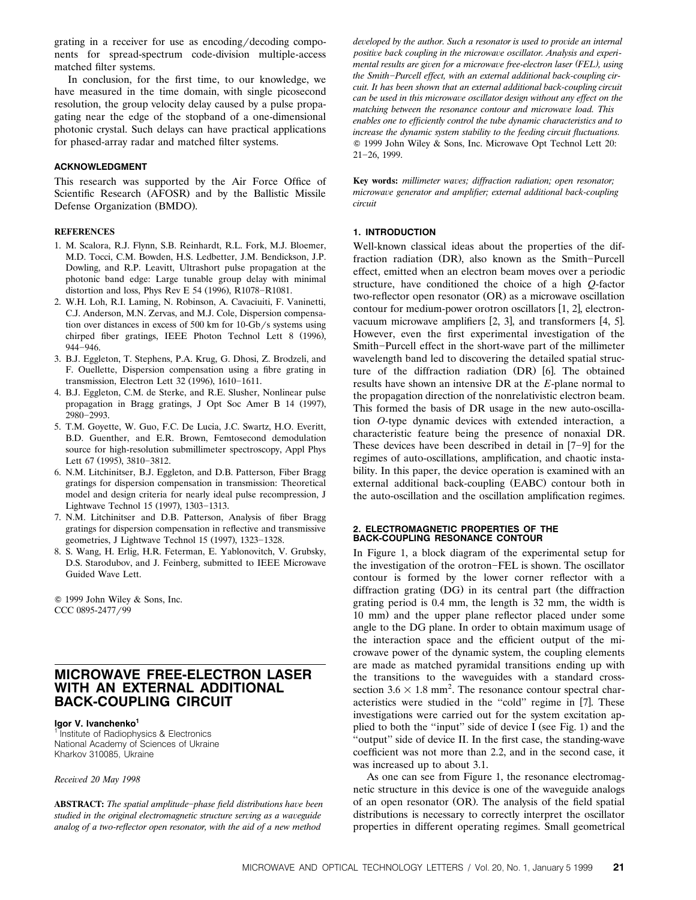grating in a receiver for use as encoding/decoding components for spread-spectrum code-division multiple-access matched filter systems.

In conclusion, for the first time, to our knowledge, we have measured in the time domain, with single picosecond resolution, the group velocity delay caused by a pulse propagating near the edge of the stopband of a one-dimensional photonic crystal. Such delays can have practical applications for phased-array radar and matched filter systems.

### ACKNOWLEDGMENT

This research was supported by the Air Force Office of Scientific Research (AFOSR) and by the Ballistic Missile Defense Organization (BMDO).

### REFERENCES

1. M. Scalora, R.J. Flynn, S.B. Reinhardt, R.L. Fork, M.J. Bloemer, M.D. Tocci, C.M. Bowden, H.S. Ledbetter, J.M. Bendickson, J.P. Dowling, and R.P. Leavitt, Ultrashort pulse propagation at the photonic band edge: Large tunable group delay with minimal distortion and loss, Phys Rev E 54 (1996), R1078–R1081.
2. W.H. Loh, R.I. Laming, N. Robinson, A. Cavaciuiti, F. Vaninetti, C.J. Anderson, M.N. Zervas, and M.J. Cole, Dispersion compensation over distances in excess of 500 km for 10-Gb/s systems using chirped fiber gratings, IEEE Photon Technol Lett 8 (1996), 944–946.
3. B.J. Eggleton, T. Stephens, P.A. Krug, G. Dhosi, Z. Brodzeli, and F. Ouellette, Dispersion compensation using a fibre grating in transmission, Electron Lett 32 (1996), 1610–1611.
4. B.J. Eggleton, C.M. de Sterke, and R.E. Slusher, Nonlinear pulse propagation in Bragg gratings, J Opt Soc Amer B 14 (1997), 2980–2993.
5. T.M. Goyette, W. Guo, F.C. De Lucia, J.C. Swartz, H.O. Everitt, B.D. Guenther, and E.R. Brown, Femtosecond demodulation source for high-resolution submillimeter spectroscopy, Appl Phys Lett 67 (1995), 3810–3812.
6. N.M. Litchinitser, B.J. Eggleton, and D.B. Patterson, Fiber Bragg gratings for dispersion compensation in transmission: Theoretical model and design criteria for nearly ideal pulse recompression, J Lightwave Technol 15 (1997), 1303–1313.
7. N.M. Litchinitser and D.B. Patterson, Analysis of fiber Bragg gratings for dispersion compensation in reflective and transmissive geometries, J Lightwave Technol 15 (1997), 1323–1328.
8. S. Wang, H. Erlig, H.R. Feterman, E. Yablonovitch, V. Grubsky, D.S. Starodubov, and J. Feinberg, submitted to IEEE Microwave Guided Wave Lett.

© 1999 John Wiley & Sons, Inc.
CCC 0895-2477/99

# MICROWAVE FREE-ELECTRON LASER WITH AN EXTERNAL ADDITIONAL BACK-COUPLING CIRCUIT

**Igor V. Ivanchenko**[1]
[1] Institute of Radiophysics & Electronics
National Academy of Sciences of Ukraine
Kharkov 310085, Ukraine

*Received 20 May 1998*

**ABSTRACT:** *The spatial amplitude–phase field distributions have been studied in the original electromagnetic structure serving as a waveguide analog of a two-reflector open resonator, with the aid of a new method developed by the author. Such a resonator is used to provide an internal positive back coupling in the microwave oscillator. Analysis and experimental results are given for a microwave free-electron laser (FEL), using the Smith–Purcell effect, with an external additional back-coupling circuit. It has been shown that an external additional back-coupling circuit can be used in this microwave oscillator design without any effect on the matching between the resonance contour and microwave load. This enables one to efficiently control the tube dynamic characteristics and to increase the dynamic system stability to the feeding circuit fluctuations.* © 1999 John Wiley & Sons, Inc. Microwave Opt Technol Lett 20: 21–26, 1999.

**Key words:** *millimeter waves; diffraction radiation; open resonator; microwave generator and amplifier; external additional back-coupling circuit*

## 1. INTRODUCTION

Well-known classical ideas about the properties of the diffraction radiation (DR), also known as the Smith–Purcell effect, emitted when an electron beam moves over a periodic structure, have conditioned the choice of a high $Q$-factor two-reflector open resonator (OR) as a microwave oscillation contour for medium-power orotron oscillators [1, 2], electron-vacuum microwave amplifiers [2, 3], and transformers [4, 5]. However, even the first experimental investigation of the Smith–Purcell effect in the short-wave part of the millimeter wavelength band led to discovering the detailed spatial structure of the diffraction radiation (DR) [6]. The obtained results have shown an intensive DR at the $E$-plane normal to the propagation direction of the nonrelativistic electron beam. This formed the basis of DR usage in the new auto-oscillation $O$-type dynamic devices with extended interaction, a characteristic feature being the presence of nonaxial DR. These devices have been described in detail in [7–9] for the regimes of auto-oscillations, amplification, and chaotic instability. In this paper, the device operation is examined with an external additional back-coupling (EABC) contour both in the auto-oscillation and the oscillation amplification regimes.

## 2. ELECTROMAGNETIC PROPERTIES OF THE BACK-COUPLING RESONANCE CONTOUR

In Figure 1, a block diagram of the experimental setup for the investigation of the orotron–FEL is shown. The oscillator contour is formed by the lower corner reflector with a diffraction grating (DG) in its central part (the diffraction grating period is 0.4 mm, the length is 32 mm, the width is 10 mm) and the upper plane reflector placed under some angle to the DG plane. In order to obtain maximum usage of the interaction space and the efficient output of the microwave power of the dynamic system, the coupling elements are made as matched pyramidal transitions ending up with the transitions to the waveguides with a standard cross-section $3.6 \times 1.8$ mm$^2$. The resonance contour spectral characteristics were studied in the "cold" regime in [7]. These investigations were carried out for the system excitation applied to both the "input" side of device I (see Fig. 1) and the "output" side of device II. In the first case, the standing-wave coefficient was not more than 2.2, and in the second case, it was increased up to about 3.1.

As one can see from Figure 1, the resonance electromagnetic structure in this device is one of the waveguide analogs of an open resonator (OR). The analysis of the field spatial distributions is necessary to correctly interpret the oscillator properties in different operating regimes. Small geometrical